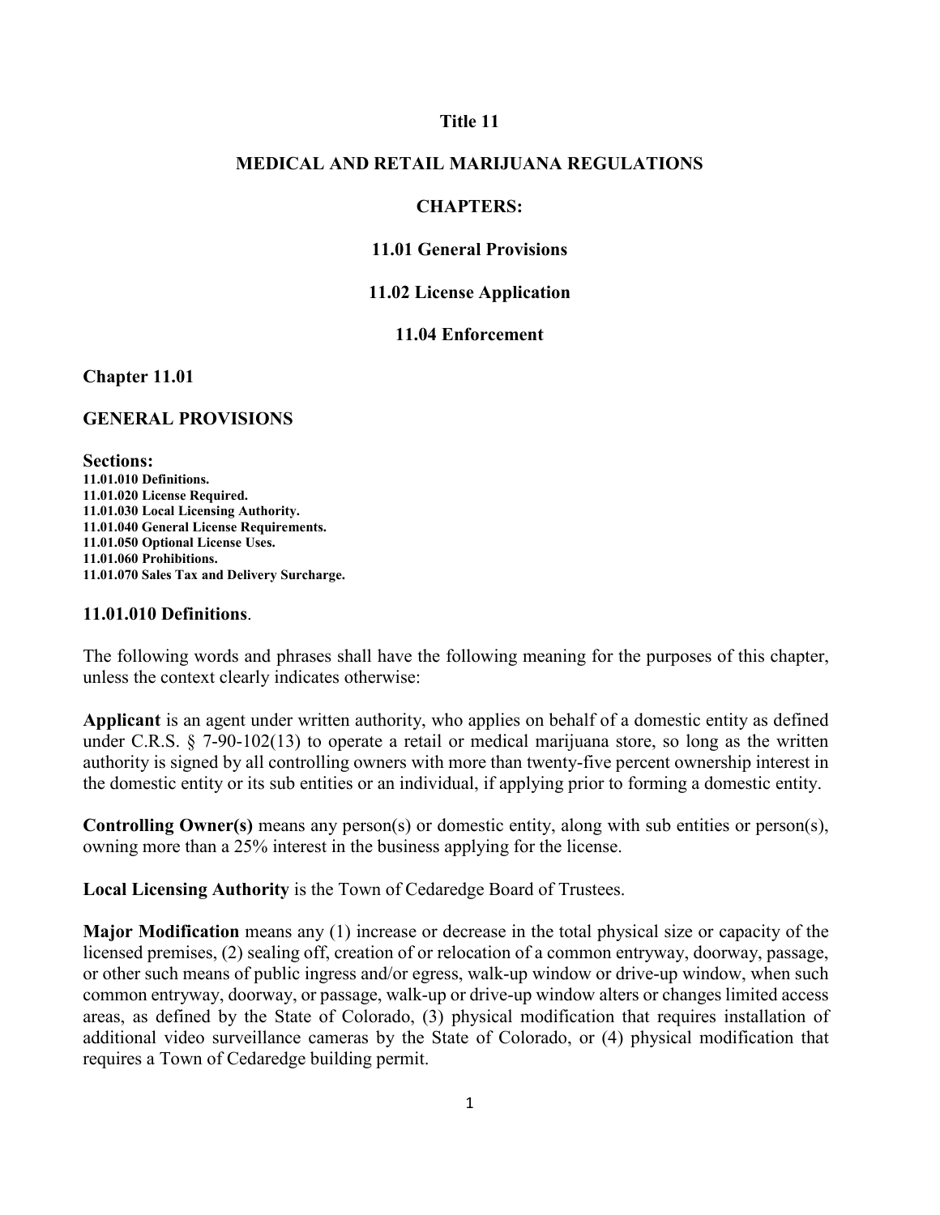# Title 11

# MEDICAL AND RETAIL MARIJUANA REGULATIONS

## CHAPTERS:

**11.01 General Provisions**

**11.02 License Application**

**11.04 Enforcement**

## Chapter 11.01

## GENERAL PROVISIONS

**Sections:**

**11.01.010 Definitions.**
**11.01.020 License Required.**
**11.01.030 Local Licensing Authority.**
**11.01.040 General License Requirements.**
**11.01.050 Optional License Uses.**
**11.01.060 Prohibitions.**
**11.01.070 Sales Tax and Delivery Surcharge.**

### 11.01.010 Definitions.

The following words and phrases shall have the following meaning for the purposes of this chapter, unless the context clearly indicates otherwise:

**Applicant** is an agent under written authority, who applies on behalf of a domestic entity as defined under C.R.S. § 7-90-102(13) to operate a retail or medical marijuana store, so long as the written authority is signed by all controlling owners with more than twenty-five percent ownership interest in the domestic entity or its sub entities or an individual, if applying prior to forming a domestic entity.

**Controlling Owner(s)** means any person(s) or domestic entity, along with sub entities or person(s), owning more than a 25% interest in the business applying for the license.

**Local Licensing Authority** is the Town of Cedaredge Board of Trustees.

**Major Modification** means any (1) increase or decrease in the total physical size or capacity of the licensed premises, (2) sealing off, creation of or relocation of a common entryway, doorway, passage, or other such means of public ingress and/or egress, walk-up window or drive-up window, when such common entryway, doorway, or passage, walk-up or drive-up window alters or changes limited access areas, as defined by the State of Colorado, (3) physical modification that requires installation of additional video surveillance cameras by the State of Colorado, or (4) physical modification that requires a Town of Cedaredge building permit.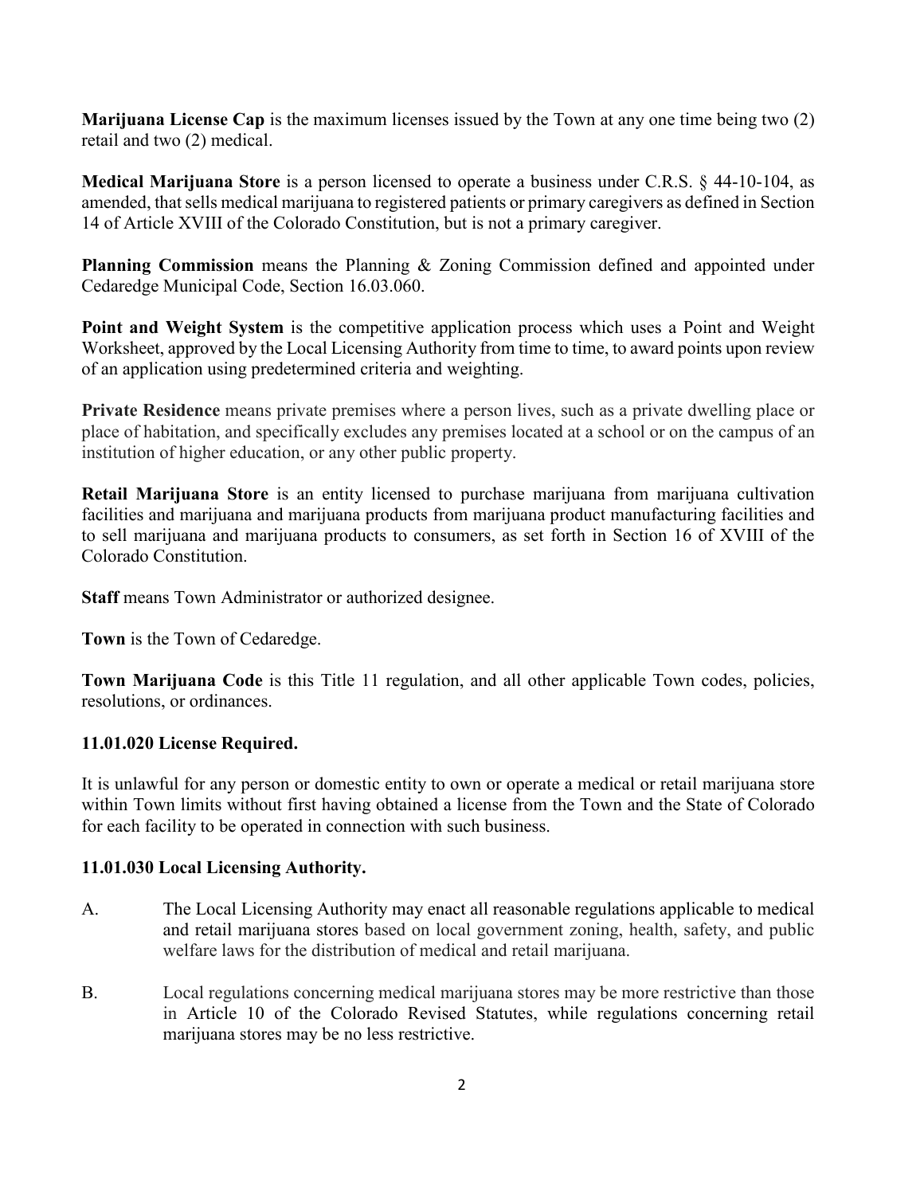**Marijuana License Cap** is the maximum licenses issued by the Town at any one time being two (2) retail and two (2) medical.

**Medical Marijuana Store** is a person licensed to operate a business under C.R.S. § 44-10-104, as amended, that sells medical marijuana to registered patients or primary caregivers as defined in Section 14 of Article XVIII of the Colorado Constitution, but is not a primary caregiver.

**Planning Commission** means the Planning & Zoning Commission defined and appointed under Cedaredge Municipal Code, Section 16.03.060.

**Point and Weight System** is the competitive application process which uses a Point and Weight Worksheet, approved by the Local Licensing Authority from time to time, to award points upon review of an application using predetermined criteria and weighting.

**Private Residence** means private premises where a person lives, such as a private dwelling place or place of habitation, and specifically excludes any premises located at a school or on the campus of an institution of higher education, or any other public property.

**Retail Marijuana Store** is an entity licensed to purchase marijuana from marijuana cultivation facilities and marijuana and marijuana products from marijuana product manufacturing facilities and to sell marijuana and marijuana products to consumers, as set forth in Section 16 of XVIII of the Colorado Constitution.

**Staff** means Town Administrator or authorized designee.

**Town** is the Town of Cedaredge.

**Town Marijuana Code** is this Title 11 regulation, and all other applicable Town codes, policies, resolutions, or ordinances.

### 11.01.020 License Required.

It is unlawful for any person or domestic entity to own or operate a medical or retail marijuana store within Town limits without first having obtained a license from the Town and the State of Colorado for each facility to be operated in connection with such business.

### 11.01.030 Local Licensing Authority.

A. The Local Licensing Authority may enact all reasonable regulations applicable to medical and retail marijuana stores based on local government zoning, health, safety, and public welfare laws for the distribution of medical and retail marijuana.

B. Local regulations concerning medical marijuana stores may be more restrictive than those in Article 10 of the Colorado Revised Statutes, while regulations concerning retail marijuana stores may be no less restrictive.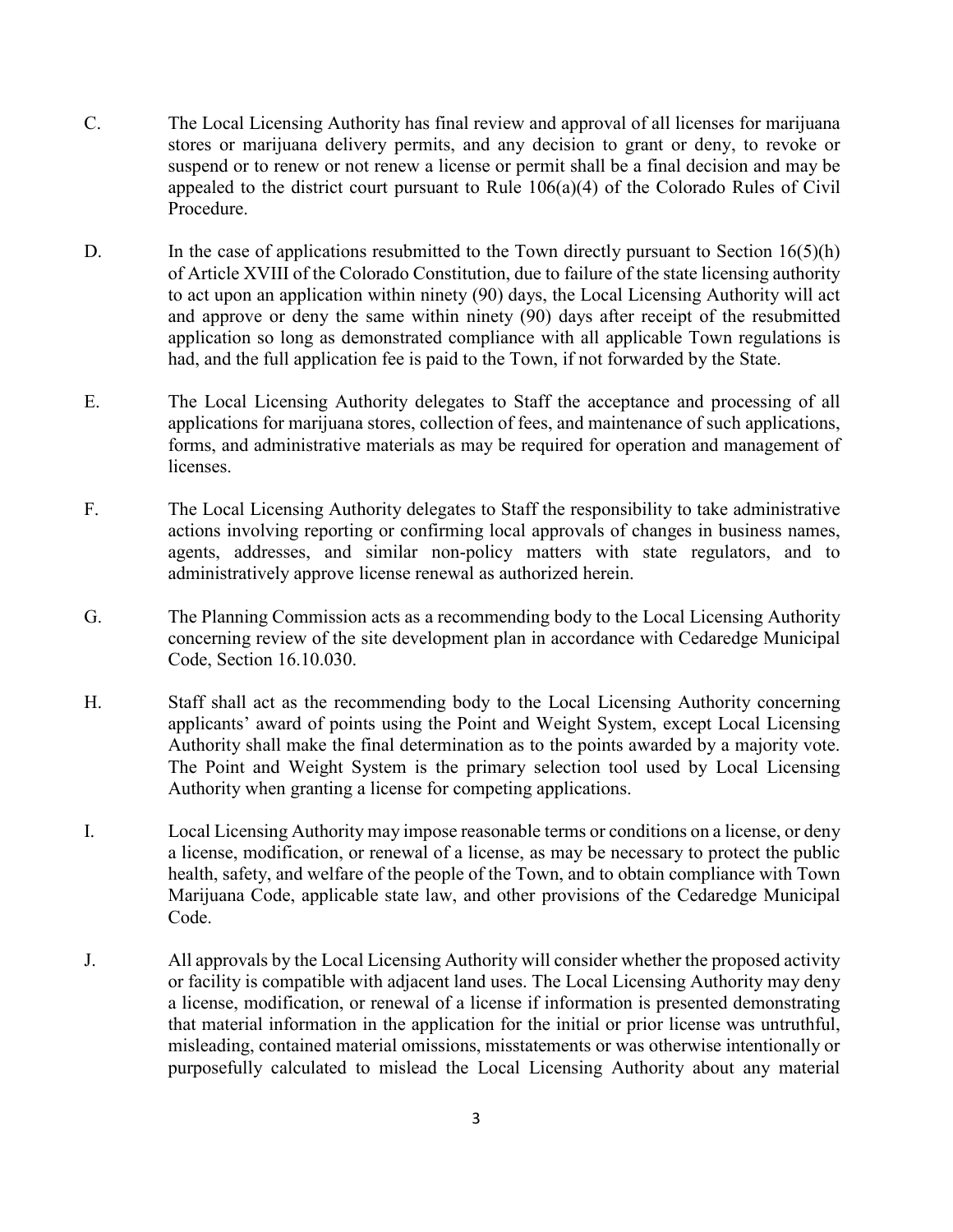C. The Local Licensing Authority has final review and approval of all licenses for marijuana stores or marijuana delivery permits, and any decision to grant or deny, to revoke or suspend or to renew or not renew a license or permit shall be a final decision and may be appealed to the district court pursuant to Rule 106(a)(4) of the Colorado Rules of Civil Procedure.

D. In the case of applications resubmitted to the Town directly pursuant to Section 16(5)(h) of Article XVIII of the Colorado Constitution, due to failure of the state licensing authority to act upon an application within ninety (90) days, the Local Licensing Authority will act and approve or deny the same within ninety (90) days after receipt of the resubmitted application so long as demonstrated compliance with all applicable Town regulations is had, and the full application fee is paid to the Town, if not forwarded by the State.

E. The Local Licensing Authority delegates to Staff the acceptance and processing of all applications for marijuana stores, collection of fees, and maintenance of such applications, forms, and administrative materials as may be required for operation and management of licenses.

F. The Local Licensing Authority delegates to Staff the responsibility to take administrative actions involving reporting or confirming local approvals of changes in business names, agents, addresses, and similar non-policy matters with state regulators, and to administratively approve license renewal as authorized herein.

G. The Planning Commission acts as a recommending body to the Local Licensing Authority concerning review of the site development plan in accordance with Cedaredge Municipal Code, Section 16.10.030.

H. Staff shall act as the recommending body to the Local Licensing Authority concerning applicants' award of points using the Point and Weight System, except Local Licensing Authority shall make the final determination as to the points awarded by a majority vote. The Point and Weight System is the primary selection tool used by Local Licensing Authority when granting a license for competing applications.

I. Local Licensing Authority may impose reasonable terms or conditions on a license, or deny a license, modification, or renewal of a license, as may be necessary to protect the public health, safety, and welfare of the people of the Town, and to obtain compliance with Town Marijuana Code, applicable state law, and other provisions of the Cedaredge Municipal Code.

J. All approvals by the Local Licensing Authority will consider whether the proposed activity or facility is compatible with adjacent land uses. The Local Licensing Authority may deny a license, modification, or renewal of a license if information is presented demonstrating that material information in the application for the initial or prior license was untruthful, misleading, contained material omissions, misstatements or was otherwise intentionally or purposefully calculated to mislead the Local Licensing Authority about any material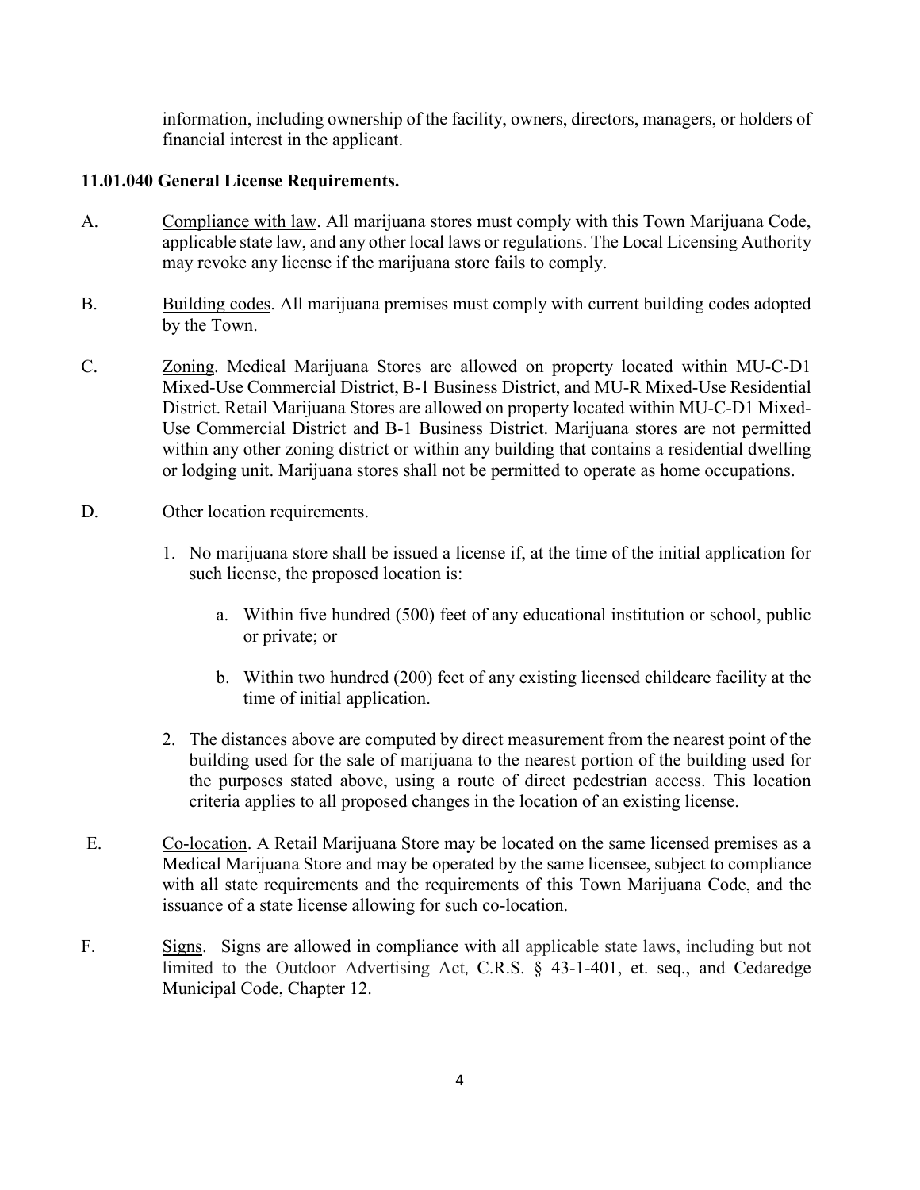information, including ownership of the facility, owners, directors, managers, or holders of financial interest in the applicant.

**11.01.040 General License Requirements.**

A. Compliance with law. All marijuana stores must comply with this Town Marijuana Code, applicable state law, and any other local laws or regulations. The Local Licensing Authority may revoke any license if the marijuana store fails to comply.

B. Building codes. All marijuana premises must comply with current building codes adopted by the Town.

C. Zoning. Medical Marijuana Stores are allowed on property located within MU-C-D1 Mixed-Use Commercial District, B-1 Business District, and MU-R Mixed-Use Residential District. Retail Marijuana Stores are allowed on property located within MU-C-D1 Mixed-Use Commercial District and B-1 Business District. Marijuana stores are not permitted within any other zoning district or within any building that contains a residential dwelling or lodging unit. Marijuana stores shall not be permitted to operate as home occupations.

D. Other location requirements.

1. No marijuana store shall be issued a license if, at the time of the initial application for such license, the proposed location is:

   a. Within five hundred (500) feet of any educational institution or school, public or private; or

   b. Within two hundred (200) feet of any existing licensed childcare facility at the time of initial application.

2. The distances above are computed by direct measurement from the nearest point of the building used for the sale of marijuana to the nearest portion of the building used for the purposes stated above, using a route of direct pedestrian access. This location criteria applies to all proposed changes in the location of an existing license.

E. Co-location. A Retail Marijuana Store may be located on the same licensed premises as a Medical Marijuana Store and may be operated by the same licensee, subject to compliance with all state requirements and the requirements of this Town Marijuana Code, and the issuance of a state license allowing for such co-location.

F. Signs. Signs are allowed in compliance with all applicable state laws, including but not limited to the Outdoor Advertising Act, C.R.S. § 43-1-401, et. seq., and Cedaredge Municipal Code, Chapter 12.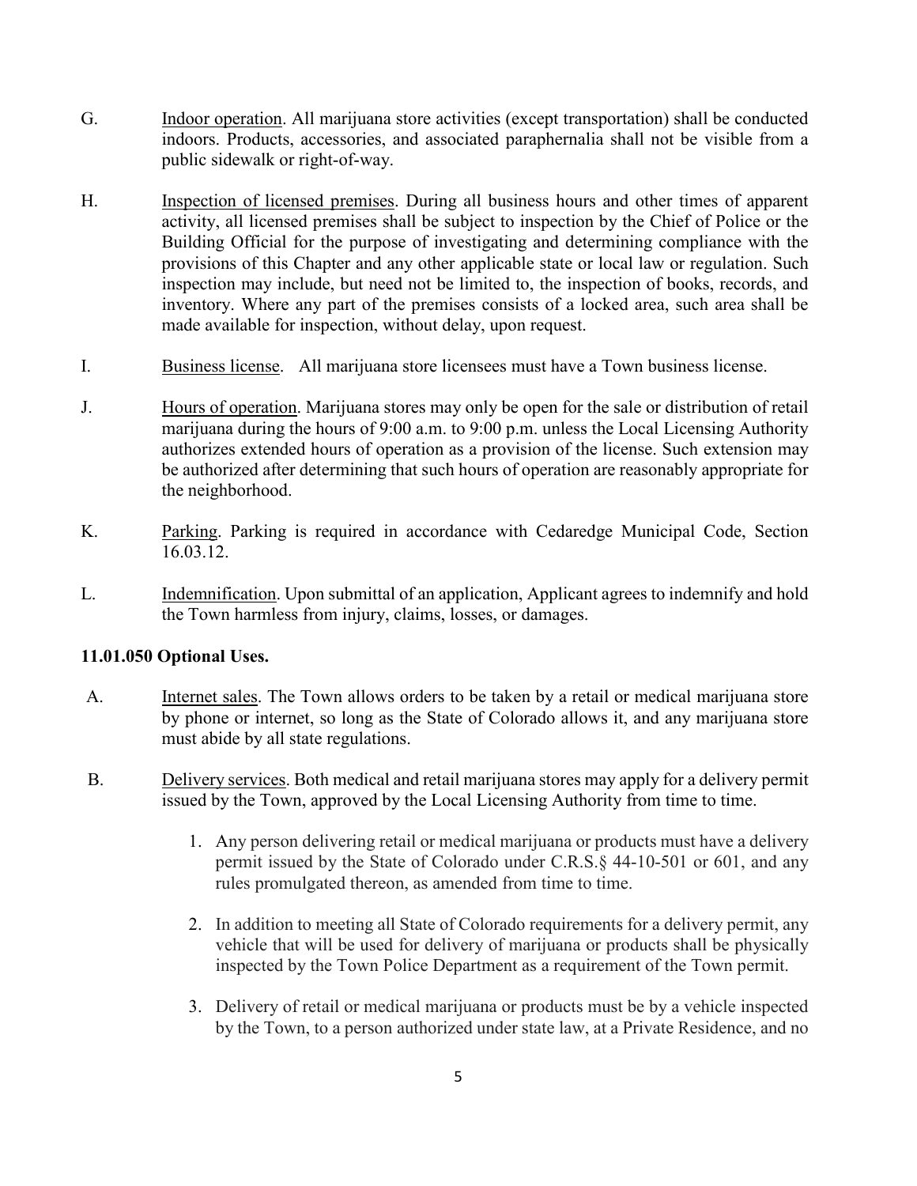G. Indoor operation. All marijuana store activities (except transportation) shall be conducted indoors. Products, accessories, and associated paraphernalia shall not be visible from a public sidewalk or right-of-way.

H. Inspection of licensed premises. During all business hours and other times of apparent activity, all licensed premises shall be subject to inspection by the Chief of Police or the Building Official for the purpose of investigating and determining compliance with the provisions of this Chapter and any other applicable state or local law or regulation. Such inspection may include, but need not be limited to, the inspection of books, records, and inventory. Where any part of the premises consists of a locked area, such area shall be made available for inspection, without delay, upon request.

I. Business license. All marijuana store licensees must have a Town business license.

J. Hours of operation. Marijuana stores may only be open for the sale or distribution of retail marijuana during the hours of 9:00 a.m. to 9:00 p.m. unless the Local Licensing Authority authorizes extended hours of operation as a provision of the license. Such extension may be authorized after determining that such hours of operation are reasonably appropriate for the neighborhood.

K. Parking. Parking is required in accordance with Cedaredge Municipal Code, Section 16.03.12.

L. Indemnification. Upon submittal of an application, Applicant agrees to indemnify and hold the Town harmless from injury, claims, losses, or damages.

**11.01.050 Optional Uses.**

A. Internet sales. The Town allows orders to be taken by a retail or medical marijuana store by phone or internet, so long as the State of Colorado allows it, and any marijuana store must abide by all state regulations.

B. Delivery services. Both medical and retail marijuana stores may apply for a delivery permit issued by the Town, approved by the Local Licensing Authority from time to time.

1. Any person delivering retail or medical marijuana or products must have a delivery permit issued by the State of Colorado under C.R.S.§ 44-10-501 or 601, and any rules promulgated thereon, as amended from time to time.

2. In addition to meeting all State of Colorado requirements for a delivery permit, any vehicle that will be used for delivery of marijuana or products shall be physically inspected by the Town Police Department as a requirement of the Town permit.

3. Delivery of retail or medical marijuana or products must be by a vehicle inspected by the Town, to a person authorized under state law, at a Private Residence, and no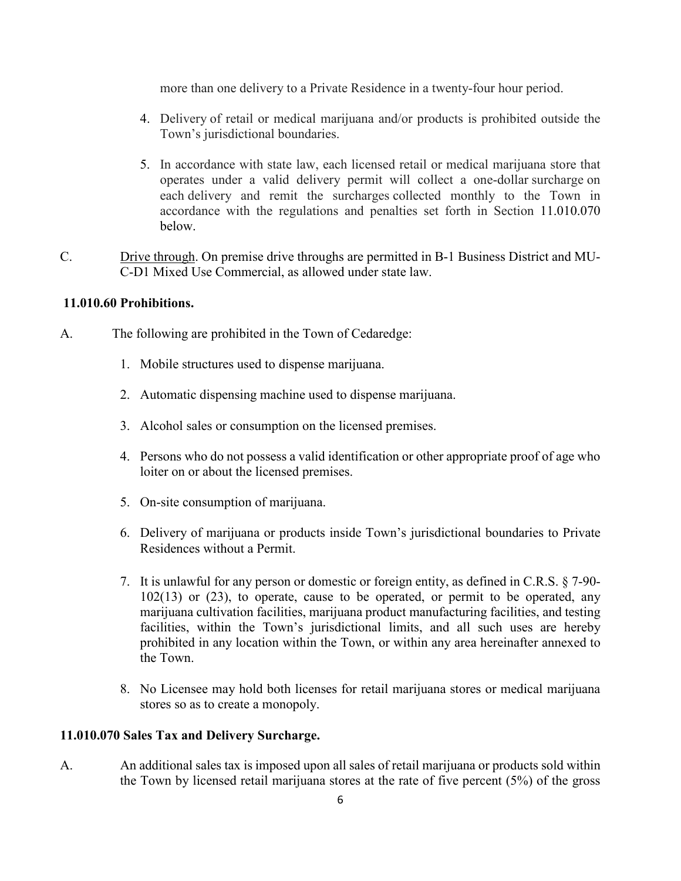more than one delivery to a Private Residence in a twenty-four hour period.

4. Delivery of retail or medical marijuana and/or products is prohibited outside the Town's jurisdictional boundaries.

5. In accordance with state law, each licensed retail or medical marijuana store that operates under a valid delivery permit will collect a one-dollar surcharge on each delivery and remit the surcharges collected monthly to the Town in accordance with the regulations and penalties set forth in Section 11.010.070 below.

C. Drive through. On premise drive throughs are permitted in B-1 Business District and MU-C-D1 Mixed Use Commercial, as allowed under state law.

**11.010.60 Prohibitions.**

A. The following are prohibited in the Town of Cedaredge:

1. Mobile structures used to dispense marijuana.

2. Automatic dispensing machine used to dispense marijuana.

3. Alcohol sales or consumption on the licensed premises.

4. Persons who do not possess a valid identification or other appropriate proof of age who loiter on or about the licensed premises.

5. On-site consumption of marijuana.

6. Delivery of marijuana or products inside Town's jurisdictional boundaries to Private Residences without a Permit.

7. It is unlawful for any person or domestic or foreign entity, as defined in C.R.S. § 7-90-102(13) or (23), to operate, cause to be operated, or permit to be operated, any marijuana cultivation facilities, marijuana product manufacturing facilities, and testing facilities, within the Town's jurisdictional limits, and all such uses are hereby prohibited in any location within the Town, or within any area hereinafter annexed to the Town.

8. No Licensee may hold both licenses for retail marijuana stores or medical marijuana stores so as to create a monopoly.

**11.010.070 Sales Tax and Delivery Surcharge.**

A. An additional sales tax is imposed upon all sales of retail marijuana or products sold within the Town by licensed retail marijuana stores at the rate of five percent (5%) of the gross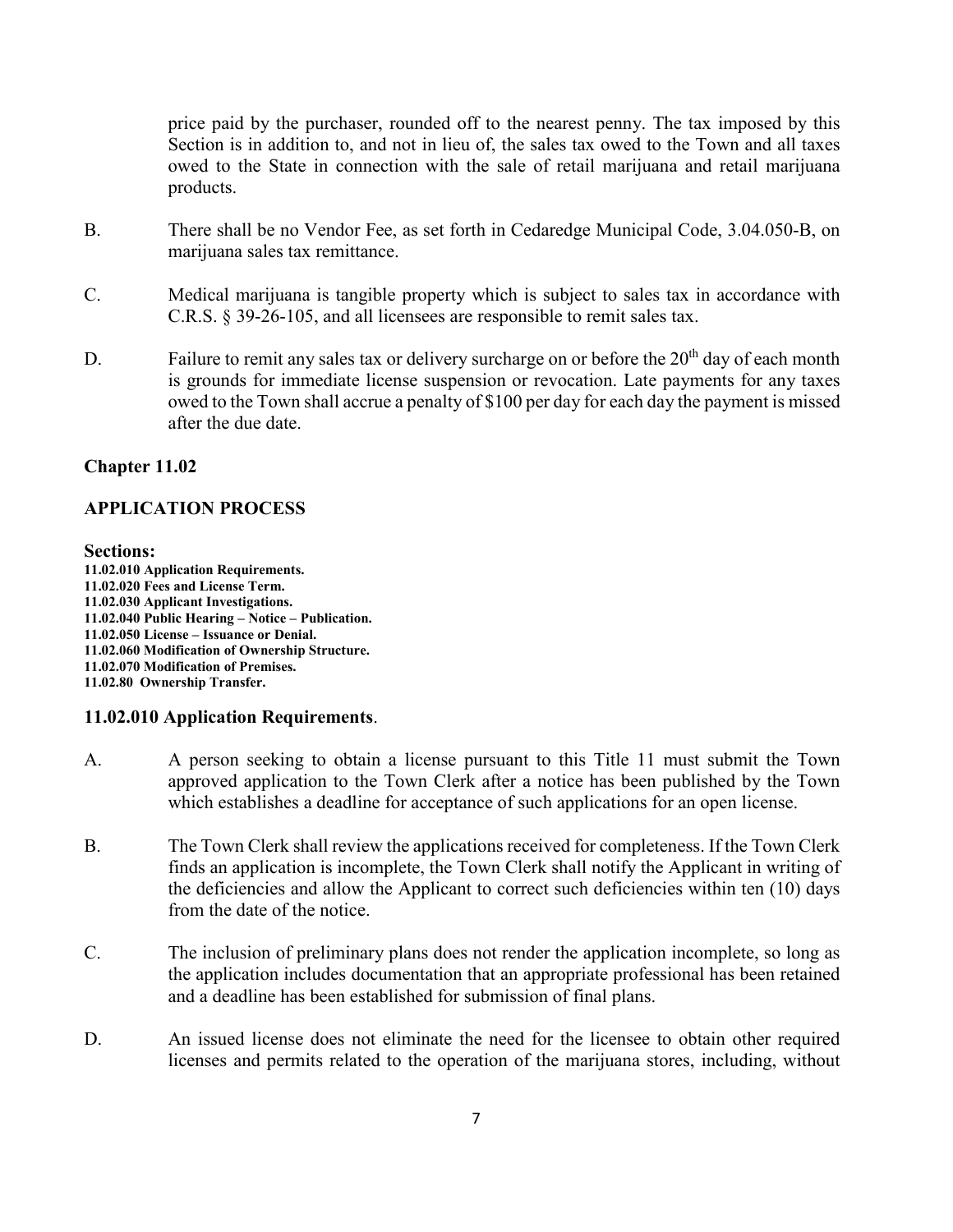price paid by the purchaser, rounded off to the nearest penny. The tax imposed by this Section is in addition to, and not in lieu of, the sales tax owed to the Town and all taxes owed to the State in connection with the sale of retail marijuana and retail marijuana products.

B. There shall be no Vendor Fee, as set forth in Cedaredge Municipal Code, 3.04.050-B, on marijuana sales tax remittance.

C. Medical marijuana is tangible property which is subject to sales tax in accordance with C.R.S. § 39-26-105, and all licensees are responsible to remit sales tax.

D. Failure to remit any sales tax or delivery surcharge on or before the 20th day of each month is grounds for immediate license suspension or revocation. Late payments for any taxes owed to the Town shall accrue a penalty of $100 per day for each day the payment is missed after the due date.

## Chapter 11.02

## APPLICATION PROCESS

**Sections:**

**11.02.010 Application Requirements.**
**11.02.020 Fees and License Term.**
**11.02.030 Applicant Investigations.**
**11.02.040 Public Hearing – Notice – Publication.**
**11.02.050 License – Issuance or Denial.**
**11.02.060 Modification of Ownership Structure.**
**11.02.070 Modification of Premises.**
**11.02.80 Ownership Transfer.**

### 11.02.010 Application Requirements.

A. A person seeking to obtain a license pursuant to this Title 11 must submit the Town approved application to the Town Clerk after a notice has been published by the Town which establishes a deadline for acceptance of such applications for an open license.

B. The Town Clerk shall review the applications received for completeness. If the Town Clerk finds an application is incomplete, the Town Clerk shall notify the Applicant in writing of the deficiencies and allow the Applicant to correct such deficiencies within ten (10) days from the date of the notice.

C. The inclusion of preliminary plans does not render the application incomplete, so long as the application includes documentation that an appropriate professional has been retained and a deadline has been established for submission of final plans.

D. An issued license does not eliminate the need for the licensee to obtain other required licenses and permits related to the operation of the marijuana stores, including, without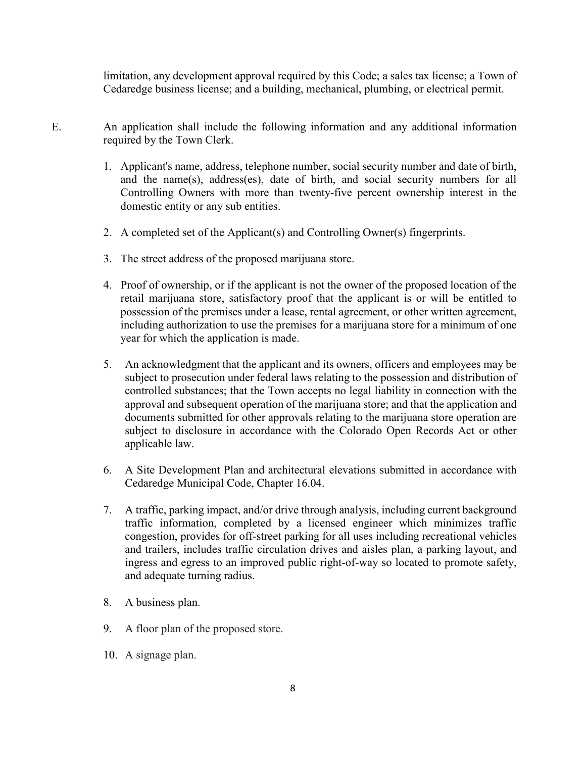limitation, any development approval required by this Code; a sales tax license; a Town of Cedaredge business license; and a building, mechanical, plumbing, or electrical permit.

E. An application shall include the following information and any additional information required by the Town Clerk.

1. Applicant's name, address, telephone number, social security number and date of birth, and the name(s), address(es), date of birth, and social security numbers for all Controlling Owners with more than twenty-five percent ownership interest in the domestic entity or any sub entities.

2. A completed set of the Applicant(s) and Controlling Owner(s) fingerprints.

3. The street address of the proposed marijuana store.

4. Proof of ownership, or if the applicant is not the owner of the proposed location of the retail marijuana store, satisfactory proof that the applicant is or will be entitled to possession of the premises under a lease, rental agreement, or other written agreement, including authorization to use the premises for a marijuana store for a minimum of one year for which the application is made.

5. An acknowledgment that the applicant and its owners, officers and employees may be subject to prosecution under federal laws relating to the possession and distribution of controlled substances; that the Town accepts no legal liability in connection with the approval and subsequent operation of the marijuana store; and that the application and documents submitted for other approvals relating to the marijuana store operation are subject to disclosure in accordance with the Colorado Open Records Act or other applicable law.

6. A Site Development Plan and architectural elevations submitted in accordance with Cedaredge Municipal Code, Chapter 16.04.

7. A traffic, parking impact, and/or drive through analysis, including current background traffic information, completed by a licensed engineer which minimizes traffic congestion, provides for off-street parking for all uses including recreational vehicles and trailers, includes traffic circulation drives and aisles plan, a parking layout, and ingress and egress to an improved public right-of-way so located to promote safety, and adequate turning radius.

8. A business plan.

9. A floor plan of the proposed store.

10. A signage plan.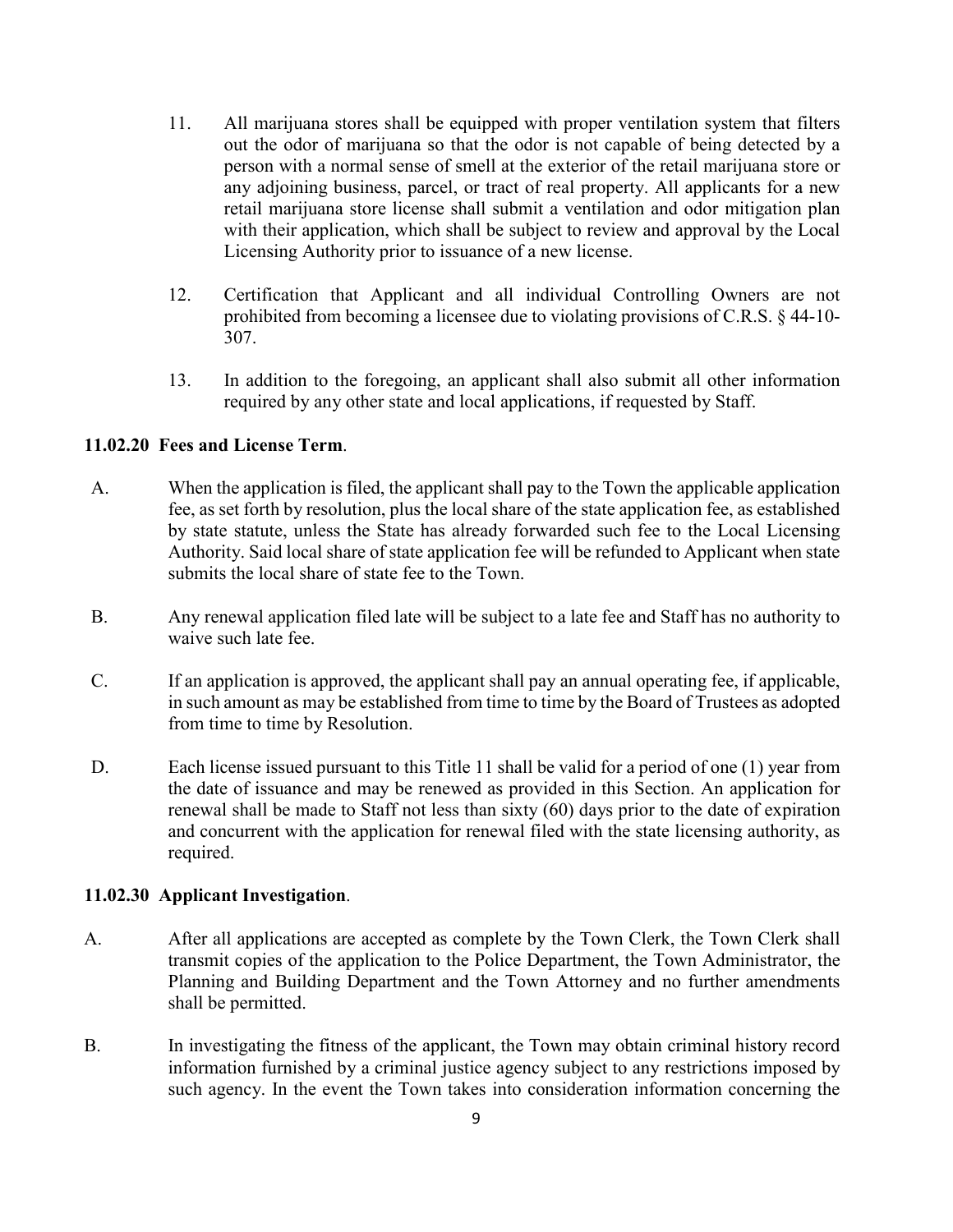11. All marijuana stores shall be equipped with proper ventilation system that filters out the odor of marijuana so that the odor is not capable of being detected by a person with a normal sense of smell at the exterior of the retail marijuana store or any adjoining business, parcel, or tract of real property. All applicants for a new retail marijuana store license shall submit a ventilation and odor mitigation plan with their application, which shall be subject to review and approval by the Local Licensing Authority prior to issuance of a new license.

12. Certification that Applicant and all individual Controlling Owners are not prohibited from becoming a licensee due to violating provisions of C.R.S. § 44-10-307.

13. In addition to the foregoing, an applicant shall also submit all other information required by any other state and local applications, if requested by Staff.

**11.02.20 Fees and License Term**.

A. When the application is filed, the applicant shall pay to the Town the applicable application fee, as set forth by resolution, plus the local share of the state application fee, as established by state statute, unless the State has already forwarded such fee to the Local Licensing Authority. Said local share of state application fee will be refunded to Applicant when state submits the local share of state fee to the Town.

B. Any renewal application filed late will be subject to a late fee and Staff has no authority to waive such late fee.

C. If an application is approved, the applicant shall pay an annual operating fee, if applicable, in such amount as may be established from time to time by the Board of Trustees as adopted from time to time by Resolution.

D. Each license issued pursuant to this Title 11 shall be valid for a period of one (1) year from the date of issuance and may be renewed as provided in this Section. An application for renewal shall be made to Staff not less than sixty (60) days prior to the date of expiration and concurrent with the application for renewal filed with the state licensing authority, as required.

**11.02.30 Applicant Investigation**.

A. After all applications are accepted as complete by the Town Clerk, the Town Clerk shall transmit copies of the application to the Police Department, the Town Administrator, the Planning and Building Department and the Town Attorney and no further amendments shall be permitted.

B. In investigating the fitness of the applicant, the Town may obtain criminal history record information furnished by a criminal justice agency subject to any restrictions imposed by such agency. In the event the Town takes into consideration information concerning the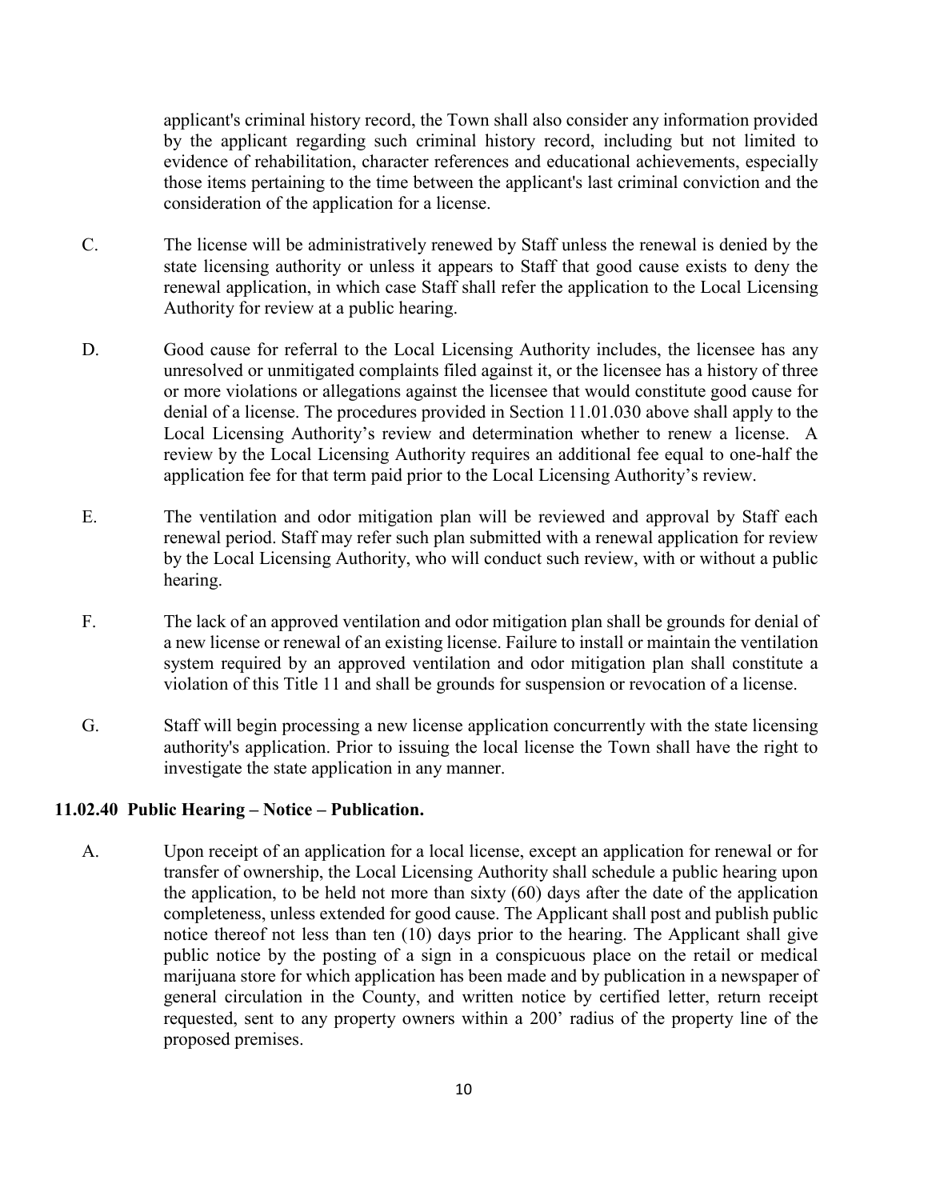applicant's criminal history record, the Town shall also consider any information provided by the applicant regarding such criminal history record, including but not limited to evidence of rehabilitation, character references and educational achievements, especially those items pertaining to the time between the applicant's last criminal conviction and the consideration of the application for a license.

C. The license will be administratively renewed by Staff unless the renewal is denied by the state licensing authority or unless it appears to Staff that good cause exists to deny the renewal application, in which case Staff shall refer the application to the Local Licensing Authority for review at a public hearing.

D. Good cause for referral to the Local Licensing Authority includes, the licensee has any unresolved or unmitigated complaints filed against it, or the licensee has a history of three or more violations or allegations against the licensee that would constitute good cause for denial of a license. The procedures provided in Section 11.01.030 above shall apply to the Local Licensing Authority's review and determination whether to renew a license. A review by the Local Licensing Authority requires an additional fee equal to one-half the application fee for that term paid prior to the Local Licensing Authority's review.

E. The ventilation and odor mitigation plan will be reviewed and approval by Staff each renewal period. Staff may refer such plan submitted with a renewal application for review by the Local Licensing Authority, who will conduct such review, with or without a public hearing.

F. The lack of an approved ventilation and odor mitigation plan shall be grounds for denial of a new license or renewal of an existing license. Failure to install or maintain the ventilation system required by an approved ventilation and odor mitigation plan shall constitute a violation of this Title 11 and shall be grounds for suspension or revocation of a license.

G. Staff will begin processing a new license application concurrently with the state licensing authority's application. Prior to issuing the local license the Town shall have the right to investigate the state application in any manner.

**11.02.40 Public Hearing – Notice – Publication.**

A. Upon receipt of an application for a local license, except an application for renewal or for transfer of ownership, the Local Licensing Authority shall schedule a public hearing upon the application, to be held not more than sixty (60) days after the date of the application completeness, unless extended for good cause. The Applicant shall post and publish public notice thereof not less than ten (10) days prior to the hearing. The Applicant shall give public notice by the posting of a sign in a conspicuous place on the retail or medical marijuana store for which application has been made and by publication in a newspaper of general circulation in the County, and written notice by certified letter, return receipt requested, sent to any property owners within a 200' radius of the property line of the proposed premises.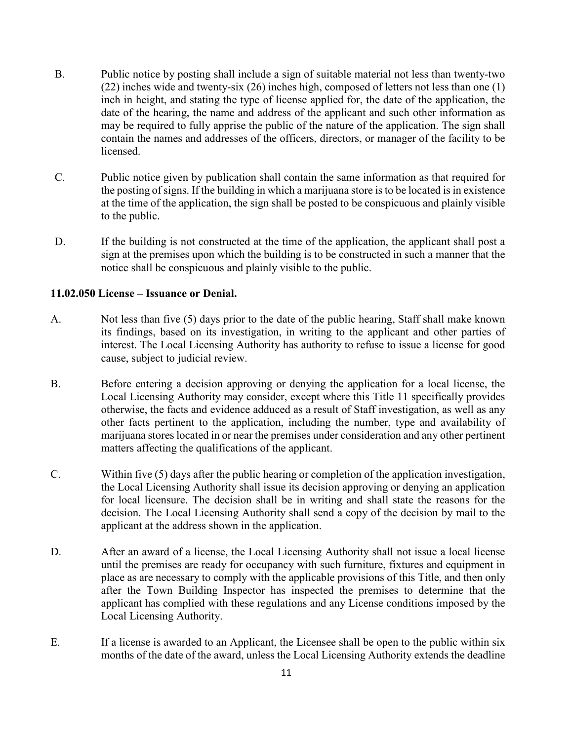B. Public notice by posting shall include a sign of suitable material not less than twenty-two (22) inches wide and twenty-six (26) inches high, composed of letters not less than one (1) inch in height, and stating the type of license applied for, the date of the application, the date of the hearing, the name and address of the applicant and such other information as may be required to fully apprise the public of the nature of the application. The sign shall contain the names and addresses of the officers, directors, or manager of the facility to be licensed.

C. Public notice given by publication shall contain the same information as that required for the posting of signs. If the building in which a marijuana store is to be located is in existence at the time of the application, the sign shall be posted to be conspicuous and plainly visible to the public.

D. If the building is not constructed at the time of the application, the applicant shall post a sign at the premises upon which the building is to be constructed in such a manner that the notice shall be conspicuous and plainly visible to the public.

**11.02.050 License – Issuance or Denial.**

A. Not less than five (5) days prior to the date of the public hearing, Staff shall make known its findings, based on its investigation, in writing to the applicant and other parties of interest. The Local Licensing Authority has authority to refuse to issue a license for good cause, subject to judicial review.

B. Before entering a decision approving or denying the application for a local license, the Local Licensing Authority may consider, except where this Title 11 specifically provides otherwise, the facts and evidence adduced as a result of Staff investigation, as well as any other facts pertinent to the application, including the number, type and availability of marijuana stores located in or near the premises under consideration and any other pertinent matters affecting the qualifications of the applicant.

C. Within five (5) days after the public hearing or completion of the application investigation, the Local Licensing Authority shall issue its decision approving or denying an application for local licensure. The decision shall be in writing and shall state the reasons for the decision. The Local Licensing Authority shall send a copy of the decision by mail to the applicant at the address shown in the application.

D. After an award of a license, the Local Licensing Authority shall not issue a local license until the premises are ready for occupancy with such furniture, fixtures and equipment in place as are necessary to comply with the applicable provisions of this Title, and then only after the Town Building Inspector has inspected the premises to determine that the applicant has complied with these regulations and any License conditions imposed by the Local Licensing Authority.

E. If a license is awarded to an Applicant, the Licensee shall be open to the public within six months of the date of the award, unless the Local Licensing Authority extends the deadline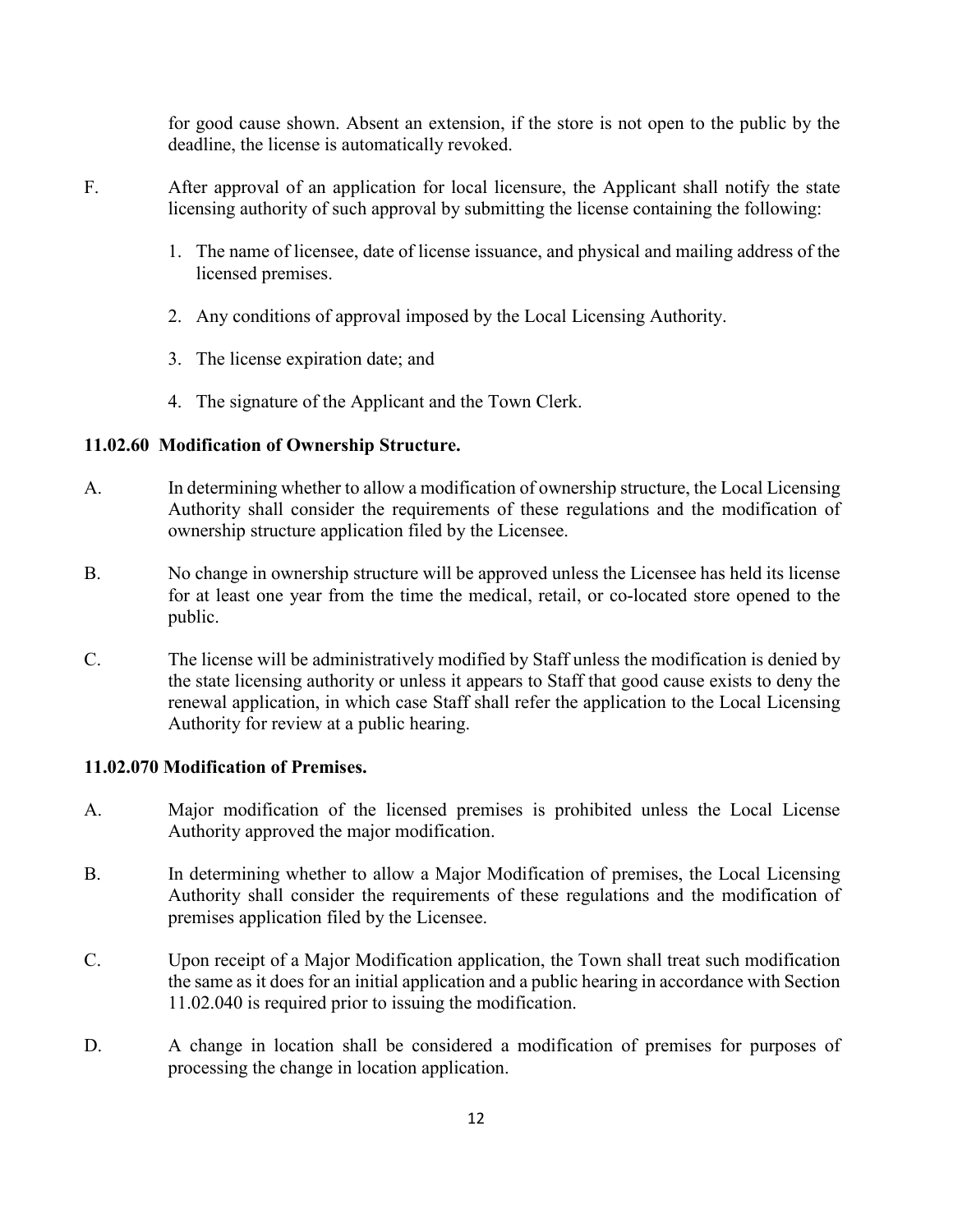for good cause shown. Absent an extension, if the store is not open to the public by the deadline, the license is automatically revoked.

F. After approval of an application for local licensure, the Applicant shall notify the state licensing authority of such approval by submitting the license containing the following:

1. The name of licensee, date of license issuance, and physical and mailing address of the licensed premises.
2. Any conditions of approval imposed by the Local Licensing Authority.
3. The license expiration date; and
4. The signature of the Applicant and the Town Clerk.

**11.02.60 Modification of Ownership Structure.**

A. In determining whether to allow a modification of ownership structure, the Local Licensing Authority shall consider the requirements of these regulations and the modification of ownership structure application filed by the Licensee.

B. No change in ownership structure will be approved unless the Licensee has held its license for at least one year from the time the medical, retail, or co-located store opened to the public.

C. The license will be administratively modified by Staff unless the modification is denied by the state licensing authority or unless it appears to Staff that good cause exists to deny the renewal application, in which case Staff shall refer the application to the Local Licensing Authority for review at a public hearing.

**11.02.070 Modification of Premises.**

A. Major modification of the licensed premises is prohibited unless the Local License Authority approved the major modification.

B. In determining whether to allow a Major Modification of premises, the Local Licensing Authority shall consider the requirements of these regulations and the modification of premises application filed by the Licensee.

C. Upon receipt of a Major Modification application, the Town shall treat such modification the same as it does for an initial application and a public hearing in accordance with Section 11.02.040 is required prior to issuing the modification.

D. A change in location shall be considered a modification of premises for purposes of processing the change in location application.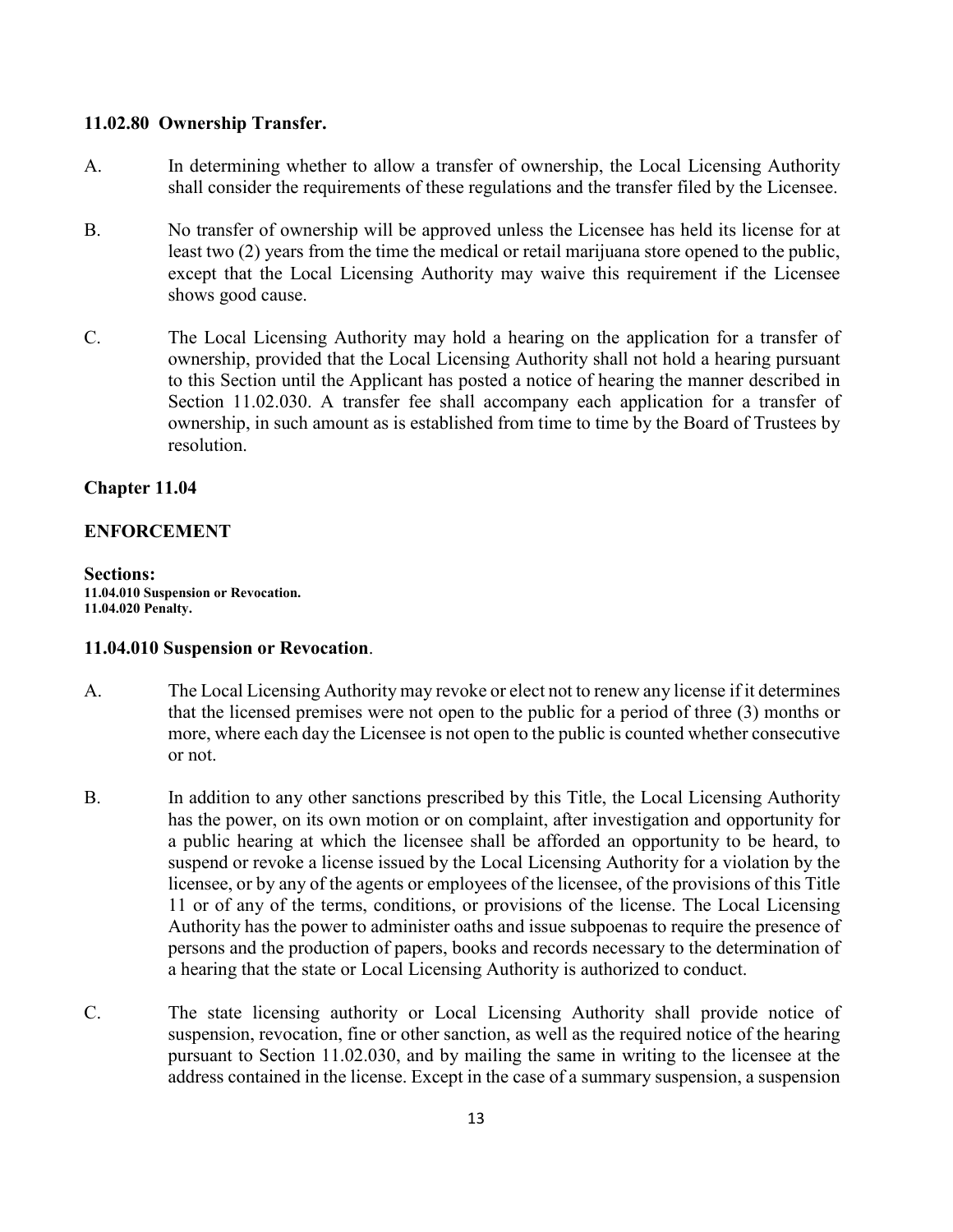### 11.02.80 Ownership Transfer.

A. In determining whether to allow a transfer of ownership, the Local Licensing Authority shall consider the requirements of these regulations and the transfer filed by the Licensee.

B. No transfer of ownership will be approved unless the Licensee has held its license for at least two (2) years from the time the medical or retail marijuana store opened to the public, except that the Local Licensing Authority may waive this requirement if the Licensee shows good cause.

C. The Local Licensing Authority may hold a hearing on the application for a transfer of ownership, provided that the Local Licensing Authority shall not hold a hearing pursuant to this Section until the Applicant has posted a notice of hearing the manner described in Section 11.02.030. A transfer fee shall accompany each application for a transfer of ownership, in such amount as is established from time to time by the Board of Trustees by resolution.

## Chapter 11.04

## ENFORCEMENT

**Sections:**
**11.04.010 Suspension or Revocation.**
**11.04.020 Penalty.**

### 11.04.010 Suspension or Revocation.

A. The Local Licensing Authority may revoke or elect not to renew any license if it determines that the licensed premises were not open to the public for a period of three (3) months or more, where each day the Licensee is not open to the public is counted whether consecutive or not.

B. In addition to any other sanctions prescribed by this Title, the Local Licensing Authority has the power, on its own motion or on complaint, after investigation and opportunity for a public hearing at which the licensee shall be afforded an opportunity to be heard, to suspend or revoke a license issued by the Local Licensing Authority for a violation by the licensee, or by any of the agents or employees of the licensee, of the provisions of this Title 11 or of any of the terms, conditions, or provisions of the license. The Local Licensing Authority has the power to administer oaths and issue subpoenas to require the presence of persons and the production of papers, books and records necessary to the determination of a hearing that the state or Local Licensing Authority is authorized to conduct.

C. The state licensing authority or Local Licensing Authority shall provide notice of suspension, revocation, fine or other sanction, as well as the required notice of the hearing pursuant to Section 11.02.030, and by mailing the same in writing to the licensee at the address contained in the license. Except in the case of a summary suspension, a suspension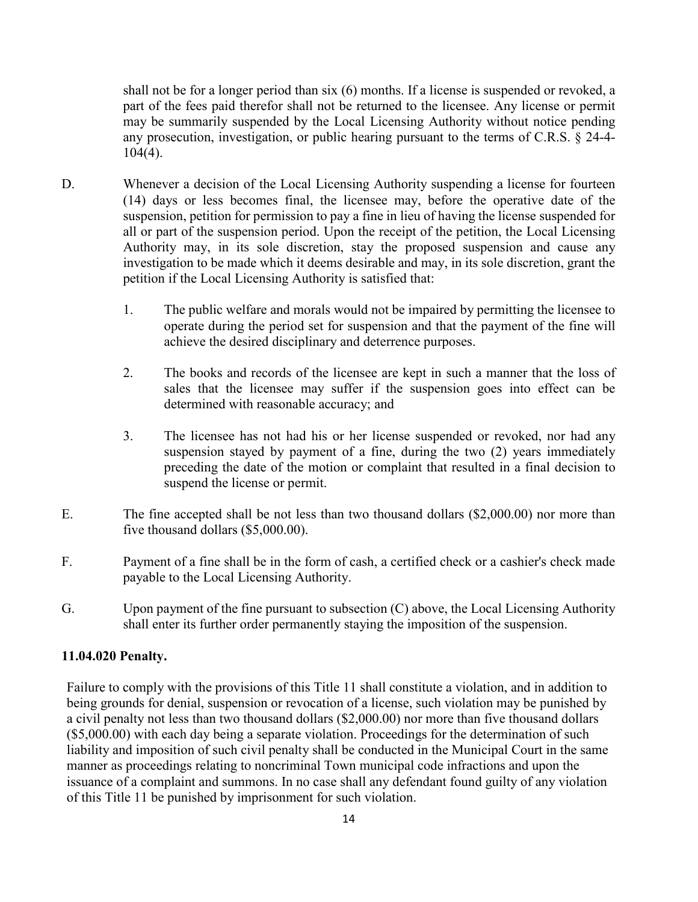shall not be for a longer period than six (6) months. If a license is suspended or revoked, a part of the fees paid therefor shall not be returned to the licensee. Any license or permit may be summarily suspended by the Local Licensing Authority without notice pending any prosecution, investigation, or public hearing pursuant to the terms of C.R.S. § 24-4-104(4).

D. Whenever a decision of the Local Licensing Authority suspending a license for fourteen (14) days or less becomes final, the licensee may, before the operative date of the suspension, petition for permission to pay a fine in lieu of having the license suspended for all or part of the suspension period. Upon the receipt of the petition, the Local Licensing Authority may, in its sole discretion, stay the proposed suspension and cause any investigation to be made which it deems desirable and may, in its sole discretion, grant the petition if the Local Licensing Authority is satisfied that:

1. The public welfare and morals would not be impaired by permitting the licensee to operate during the period set for suspension and that the payment of the fine will achieve the desired disciplinary and deterrence purposes.

2. The books and records of the licensee are kept in such a manner that the loss of sales that the licensee may suffer if the suspension goes into effect can be determined with reasonable accuracy; and

3. The licensee has not had his or her license suspended or revoked, nor had any suspension stayed by payment of a fine, during the two (2) years immediately preceding the date of the motion or complaint that resulted in a final decision to suspend the license or permit.

E. The fine accepted shall be not less than two thousand dollars ($2,000.00) nor more than five thousand dollars ($5,000.00).

F. Payment of a fine shall be in the form of cash, a certified check or a cashier's check made payable to the Local Licensing Authority.

G. Upon payment of the fine pursuant to subsection (C) above, the Local Licensing Authority shall enter its further order permanently staying the imposition of the suspension.

**11.04.020 Penalty.**

Failure to comply with the provisions of this Title 11 shall constitute a violation, and in addition to being grounds for denial, suspension or revocation of a license, such violation may be punished by a civil penalty not less than two thousand dollars ($2,000.00) nor more than five thousand dollars ($5,000.00) with each day being a separate violation. Proceedings for the determination of such liability and imposition of such civil penalty shall be conducted in the Municipal Court in the same manner as proceedings relating to noncriminal Town municipal code infractions and upon the issuance of a complaint and summons. In no case shall any defendant found guilty of any violation of this Title 11 be punished by imprisonment for such violation.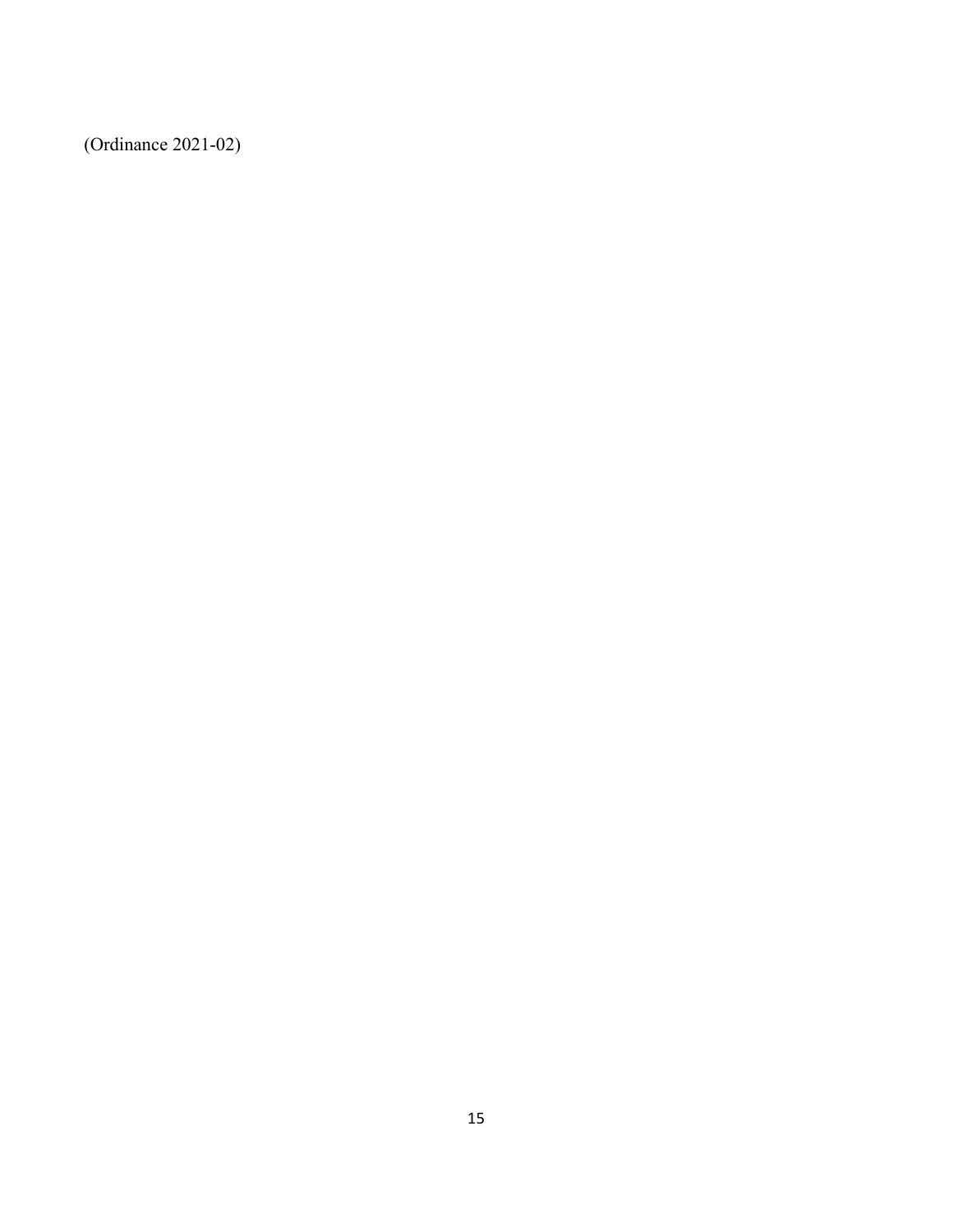(Ordinance 2021-02)